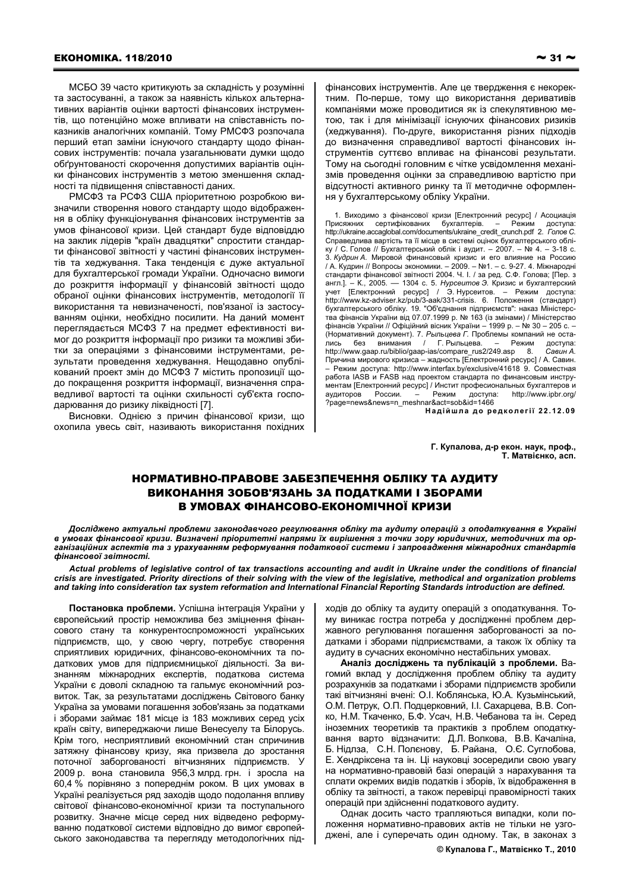МСБО 39 часто критикують за складність у розумінні та застосуванні, а також за наявність кількох альтернативних варіантів оцінки вартості фінансових інструментів, що потенційно може впливати на співставність показників аналогічних компаній. Тому РМСФЗ розпочала перший етап заміни існуючого стандарту щодо фінансових інструментів: почала узагальнювати думки щодо обґрунтованості скорочення допустимих варіантів оцінки фінансових інструментів з метою зменшення складності та підвищення співставності даних.

РМСФЗ та РСФЗ США пріоритетною розробкою визначили створення нового стандарту щодо відображення в обліку функціонування фінансових інструментів за умов фінансової кризи. Цей стандарт буде відповіддю на заклик лідерів "країн двадцятки" спростити стандарти фінансової звітності у частині фінансових інструментів та хеджування. Така тенденція є дуже актуальної для бухгалтерської громади України. Одночасно вимоги до розкриття інформації у фінансовій звітності щодо обраної оцінки фінансових інструментів, методології її використання та невизначеності, пов'язаної із застосуванням оцінки, необхідно посилити. На даний момент переглядається МСФЗ 7 на предмет ефективності вимог до розкриття інформації про ризики та можливі збитки за операціями з фінансовими інструментами, результати проведення хеджування. Нещодавно опублікований проект змін до МСФЗ 7 містить пропозиції щодо покращення розкриття інформації, визначення справедливої вартості та оцінки схильності суб'єкта господарювання до ризику ліквідності [7].

Висновки. Однією з причин фінансової кризи, що охопила увесь світ, називають використання похідних фінансових інструментів. Але це твердження є некоректним. По-перше, тому що використання деривативів компаніями може проводитися як із спекулятивною метою, так і для мінімізації існуючих фінансових ризиків (хеджування). По-друге, використання різних підходів до визначення справедливої вартості фінансових інструментів суттєво впливає на фінансові результати. Тому на сьогодні головним є чітке усвідомлення механізмів проведення оцінки за справедливою вартістю при відсутності активного ринку та її методичне оформлення у бухгалтерському обліку України.

1. Виходимо з фінансової кризи [Електронний ресурс] / Асоціація Присяжних сертифікованих бухгалтерів. – Режим доступа: http://ukraine.accaglobal.com/documents/ukraine_credit_crunch.pdf 2. *Голов С.* Справедлива вартість та її місце в системі оцінок бухгалтерського обліку / С. Голов // Бухгалтерський облік і аудит. – 2007. – № 4. – 3-18 с. 3. *Кудрин А.* Мировой финансовый кризис и его влияние на Россию / А. Кудрин // Вопросы экономики. – 2009. – №1. – с. 9-27. 4. Міжнародні стандарти фінансової звітності 2004. Ч. І. / за ред. С.Ф. Голова; [Пер. з англ.]. – К., 2005. — 1304 с. 5. *Нурсеитов Э.* Кризис и бухгалтерский учет [Електронний ресурс] / Э. Нурсеитов. – Режим доступа: http://www.kz-adviser.kz/pub/3-aak/331-crisis. 6. Положення (стандарт) бухгалтерського обліку. 19. "Об'єднання підприємств": наказ Міністерства фінансів України від 07.07.1999 р. № 163 (із змінами) / Міністерство фінансів України // Офіційний вісник України – 1999 р. – № 30 – 205 с. – (Нормативний документ). 7. *Рыльцева Г.* Проблемы компаний не остались без внимания / Г. Рыльцева. – Режим доступа: http://www.gaap.ru/biblio/gaap-ias/compare_rus2/249.asp 8. *Савин А.* Причина мирового кризиса – жадность [Електронний ресурс] / А. Савин. – Режим доступа: http://www.interfax.by/exclusive/41618 9. Совместная работа IASB и FASB над проектом стандарта по финансовым инструментам [Електронний ресурс] / Инстит професиональных бухгалтеров и аудиторов России. – Режим доступа: http://www.ipbr.org/?page=news&news=n_meshnar&act=sob&id=1466

**Надійшла до редколегії 22.12.09**

**Г. Купалова, д-р екон. наук, проф.,**
**Т. Матвієнко, асп.**

## НОРМАТИВНО-ПРАВОВЕ ЗАБЕЗПЕЧЕННЯ ОБЛІКУ ТА АУДИТУ ВИКОНАННЯ ЗОБОВ'ЯЗАНЬ ЗА ПОДАТКАМИ І ЗБОРАМИ В УМОВАХ ФІНАНСОВО-ЕКОНОМІЧНОЇ КРИЗИ

***Досліджено актуальні проблеми законодавчого регулювання обліку та аудиту операцій з оподаткування в Україні в умовах фінансової кризи. Визначені пріоритетні напрями їх вирішення з точки зору юридичних, методичних та організаційних аспектів та з урахуванням реформування податкової системи і запровадження міжнародних стандартів фінансової звітності.***

***Actual problems of legislative control of tax transactions accounting and audit in Ukraine under the conditions of financial crisis are investigated. Priority directions of their solving with the view of the legislative, methodical and organization problems and taking into consideration tax system reformation and International Financial Reporting Standards introduction are defined.***

**Постановка проблеми.** Успішна інтеграція України у європейський простір неможлива без зміцнення фінансового стану та конкурентоспроможності українських підприємств, що, у свою чергу, потребує створення сприятливих юридичних, фінансово-економічних та податкових умов для підприємницької діяльності. За визнанням міжнародних експертів, податкова система України є доволі складною та гальмує економічний розвиток. Так, за результатами досліджень Світового банку Україна за умовами погашення зобов'язань за податками і зборами займає 181 місце із 183 можливих серед усіх країн світу, випереджаючи лише Венесуелу та Білорусь. Крім того, несприятливий економічний стан спричинив затяжну фінансову кризу, яка призвела до зростання поточної заборгованості вітчизняних підприємств. У 2009 р. вона становила 956,3 млрд. грн. і зросла на 60,4 % порівняно з попереднім роком. В цих умовах в Україні реалізується ряд заходів щодо подолання впливу світової фінансово-економічної кризи та поступального розвитку. Значне місце серед них відведено реформуванню податкової системи відповідно до вимог європейського законодавства та перегляду методологічних підходів до обліку та аудиту операцій з оподаткування. Тому виникає гостра потреба у дослідженні проблем державного регулювання погашення заборгованості за податками і зборами підприємствами, а також їх обліку та аудиту в сучасних економічно нестабільних умовах.

**Аналіз досліджень та публікацій з проблеми.** Вагомий вклад у дослідження проблем обліку та аудиту розрахунків за податками і зборами підприємств зробили такі вітчизняні вчені: О.І. Коблянська, Ю.А. Кузьмінський, О.М. Петрук, О.П. Подцерковний, І.І. Сахарцева, В.В. Сопко, Н.М. Ткаченко, Б.Ф. Усач, Н.В. Чебанова та ін. Серед іноземних теоретиків та практиків з проблем оподаткування варто відзначити: Д.Л. Волкова, В.В. Качаліна, Б. Нідлза, С.Н. Полєнову, Б. Райана, О.Є. Суглобова, Е. Хендріксена та ін. Ці науковці зосередили свою увагу на нормативно-правовій базі операцій з нарахування та сплати окремих видів податків і зборів, їх відображення в обліку та звітності, а також перевірці правомірності таких операцій при здійсненні податкового аудиту.

Однак досить часто трапляються випадки, коли положення нормативно-правових актів не тільки не узгоджені, але і суперечать один одному. Так, в законах з

© Купалова Г., Матвієнко Т., 2010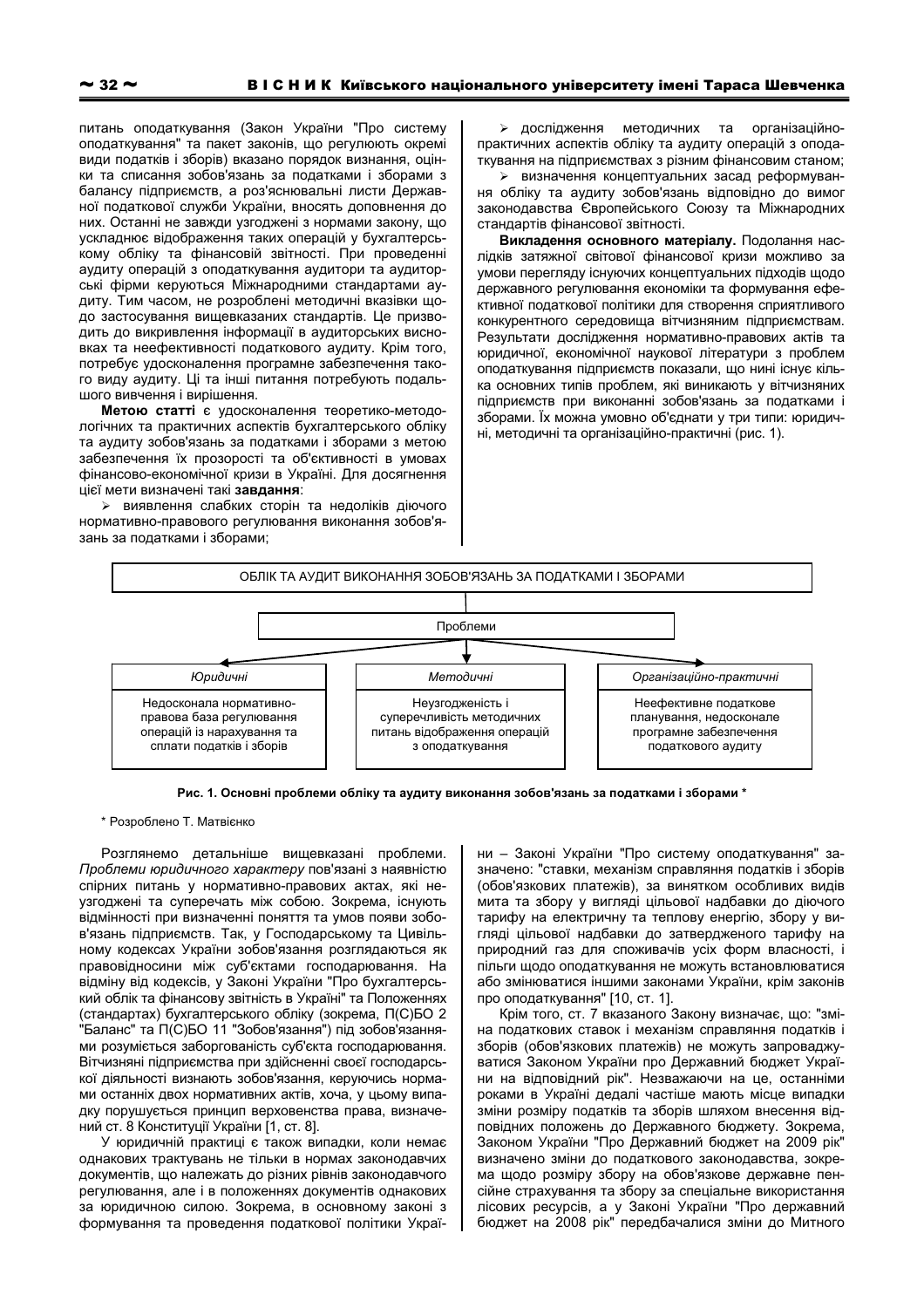питань оподаткування (Закон України "Про систему оподаткування" та пакет законів, що регулюють окремі види податків і зборів) вказано порядок визнання, оцінки та списання зобов'язань за податками і зборами з балансу підприємств, а роз'яснювальні листи Державної податкової служби України, вносять доповнення до них. Останні не завжди узгоджені з нормами закону, що ускладнює відображення таких операцій у бухгалтерському обліку та фінансовій звітності. При проведенні аудиту операцій з оподаткування аудитори та аудиторські фірми керуються Міжнародними стандартами аудиту. Тим часом, не розроблені методичні вказівки щодо застосування вищевказаних стандартів. Це призводить до викривлення інформації в аудиторських висновках та неефективності податкового аудиту. Крім того, потребує удосконалення програмне забезпечення такого виду аудиту. Ці та інші питання потребують подальшого вивчення і вирішення.

**Метою статті** є удосконалення теоретико-методологічних та практичних аспектів бухгалтерського обліку та аудиту зобов'язань за податками і зборами з метою забезпечення їх прозорості та об'єктивності в умовах фінансово-економічної кризи в Україні. Для досягнення цієї мети визначені такі **завдання**:

- виявлення слабких сторін та недоліків діючого нормативно-правового регулювання виконання зобов'язань за податками і зборами;
- дослідження методичних та організаційно-практичних аспектів обліку та аудиту операцій з оподаткування на підприємствах з різним фінансовим станом;
- визначення концептуальних засад реформування обліку та аудиту зобов'язань відповідно до вимог законодавства Європейського Союзу та Міжнародних стандартів фінансової звітності.

**Викладення основного матеріалу.** Подолання наслідків затяжної світової фінансової кризи можливо за умови перегляду існуючих концептуальних підходів щодо державного регулювання економіки та формування ефективної податкової політики для створення сприятливого конкурентного середовища вітчизняним підприємствам. Результати дослідження нормативно-правових актів та юридичної, економічної наукової літератури з проблем оподаткування підприємств показали, що нині існує кілька основних типів проблем, які виникають у вітчизняних підприємств при виконанні зобов'язань за податками і зборами. Їх можна умовно об'єднати у три типи: юридичні, методичні та організаційно-практичні (рис. 1).

ОБЛІК ТА АУДИТ ВИКОНАННЯ ЗОБОВ'ЯЗАНЬ ЗА ПОДАТКАМИ І ЗБОРАМИ

Проблеми

| *Юридичні* | *Методичні* | *Організаційно-практичні* |
|---|---|---|
| Недосконала нормативно-правова база регулювання операцій із нарахування та сплати податків і зборів | Неузгодженість і суперечливість методичних питань відображення операцій з оподаткування | Неефективне податкове планування, недосконале програмне забезпечення податкового аудиту |

**Рис. 1. Основні проблеми обліку та аудиту виконання зобов'язань за податками і зборами \***

\* Розроблено Т. Матвієнко

Розглянемо детальніше вищевказані проблеми. *Проблеми юридичного характеру* пов'язані з наявністю спірних питань у нормативно-правових актах, які неузгоджені та суперечать між собою. Зокрема, існують відмінності при визначенні поняття та умов появи зобов'язань підприємств. Так, у Господарському та Цивільному кодексах України зобов'язання розглядаються як правовідносини між суб'єктами господарювання. На відміну від кодексів, у Законі України "Про бухгалтерський облік та фінансову звітність в Україні" та Положеннях (стандартах) бухгалтерського обліку (зокрема, П(С)БО 2 "Баланс" та П(С)БО 11 "Зобов'язання") під зобов'язаннями розуміється заборгованість суб'єкта господарювання. Вітчизняні підприємства при здійсненні своєї господарської діяльності визнають зобов'язання, керуючись нормами останніх двох нормативних актів, хоча, у цьому випадку порушується принцип верховенства права, визначений ст. 8 Конституції України [1, ст. 8].

У юридичній практиці є також випадки, коли немає однакових трактувань не тільки в нормах законодавчих документів, що належать до різних рівнів законодавчого регулювання, але і в положеннях документів однакових за юридичною силою. Зокрема, в основному законі з формування та проведення податкової політики України – Законі України "Про систему оподаткування" зазначено: "ставки, механізм справляння податків і зборів (обов'язкових платежів), за винятком особливих видів мита та збору у вигляді цільової надбавки до діючого тарифу на електричну та теплову енергію, збору у вигляді цільової надбавки до затвердженого тарифу на природний газ для споживачів усіх форм власності, і пільги щодо оподаткування не можуть встановлюватися або змінюватися іншими законами України, крім законів про оподаткування" [10, ст. 1].

Крім того, ст. 7 вказаного Закону визначає, що: "зміна податкових ставок і механізм справляння податків і зборів (обов'язкових платежів) не можуть запроваджуватися Законом України про Державний бюджет України на відповідний рік". Незважаючи на це, останніми роками в Україні дедалі частіше мають місце випадки зміни розміру податків та зборів шляхом внесення відповідних положень до Державного бюджету. Зокрема, Законом України "Про Державний бюджет на 2009 рік" визначено зміни до податкового законодавства, зокрема щодо розміру збору на обов'язкове державне пенсійне страхування та збору за спеціальне використання лісових ресурсів, а у Законі України "Про державний бюджет на 2008 рік" передбачалися зміни до Митного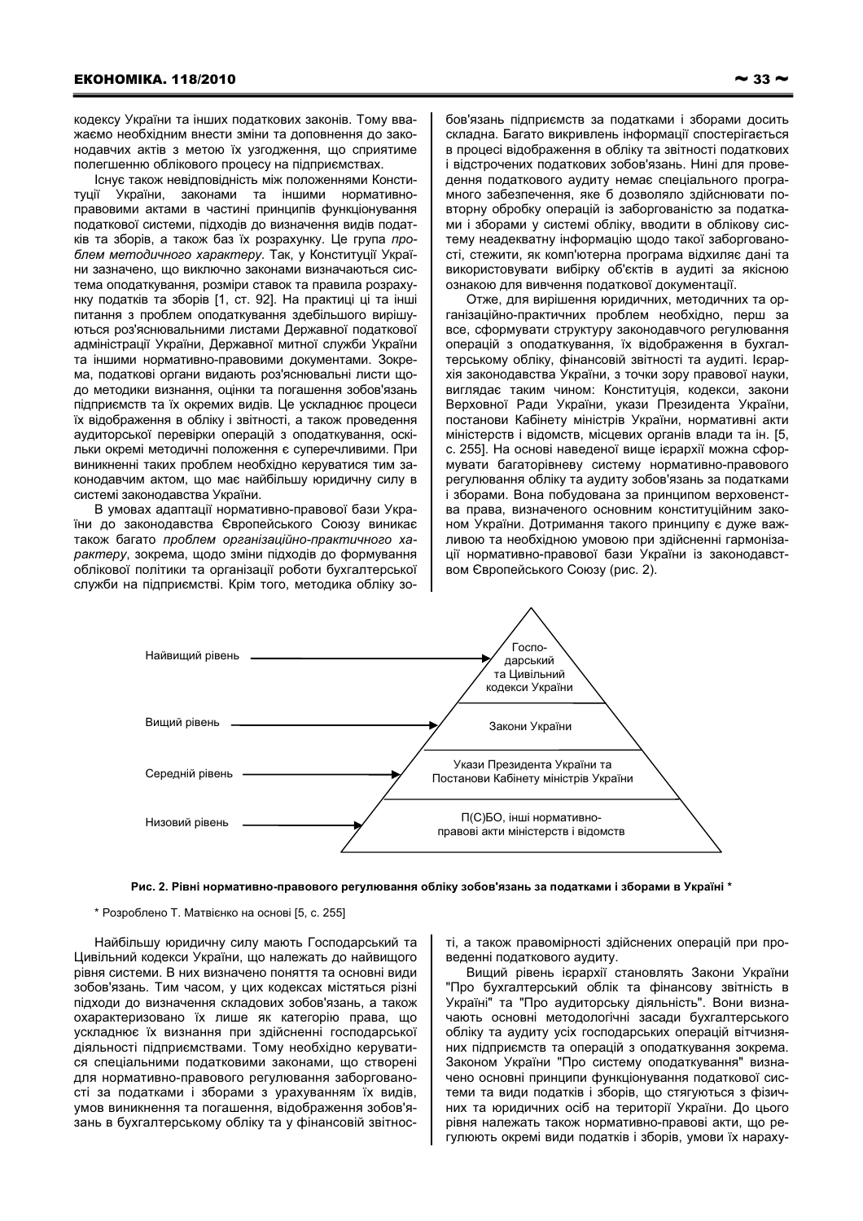кодексу України та інших податкових законів. Тому вважаємо необхідним внести зміни та доповнення до законодавчих актів з метою їх узгодження, що сприятиме полегшенню облікового процесу на підприємствах.

Існує також невідповідність між положеннями Конституції України, законами та іншими нормативно-правовими актами в частині принципів функціонування податкової системи, підходів до визначення видів податків та зборів, а також баз їх розрахунку. Це група *проблем методичного характеру*. Так, у Конституції України зазначено, що виключно законами визначаються система оподаткування, розміри ставок та правила розрахунку податків та зборів [1, ст. 92]. На практиці ці та інші питання з проблем оподаткування здебільшого вирішуються роз'яснювальними листами Державної податкової адміністрації України, Державної митної служби України та іншими нормативно-правовими документами. Зокрема, податкові органи видають роз'яснювальні листи щодо методики визнання, оцінки та погашення зобов'язань підприємств та їх окремих видів. Це ускладнює процеси їх відображення в обліку і звітності, а також проведення аудиторської перевірки операцій з оподаткування, оскільки окремі методичні положення є суперечливими. При виникненні таких проблем необхідно керуватися тим законодавчим актом, що має найбільшу юридичну силу в системі законодавства України.

В умовах адаптації нормативно-правової бази України до законодавства Європейського Союзу виникає також багато *проблем організаційно-практичного характеру*, зокрема, щодо зміни підходів до формування облікової політики та організації роботи бухгалтерської служби на підприємстві. Крім того, методика обліку зобов'язань підприємств за податками і зборами досить складна. Багато викривлень інформації спостерігається в процесі відображення в обліку та звітності податкових і відстрочених податкових зобов'язань. Нині для проведення податкового аудиту немає спеціального програмного забезпечення, яке б дозволяло здійснювати повторну обробку операцій із заборгованістю за податками і зборами у системі обліку, вводити в облікову систему неадекватну інформацію щодо такої заборгованості, стежити, як комп'ютерна програма відхиляє дані та використовувати вибірку об'єктів в аудиті за якісною ознакою для вивчення податкової документації.

Отже, для вирішення юридичних, методичних та організаційно-практичних проблем необхідно, перш за все, сформувати структуру законодавчого регулювання операцій з оподаткування, їх відображення в бухгалтерському обліку, фінансовій звітності та аудиті. Ієрархія законодавства України, з точки зору правової науки, виглядає таким чином: Конституція, кодекси, закони Верховної Ради України, укази Президента України, постанови Кабінету міністрів України, нормативні акти міністерств і відомств, місцевих органів влади та ін. [5, с. 255]. На основі наведеної вище ієрархії можна сформувати багаторівневу систему нормативно-правового регулювання обліку та аудиту зобов'язань за податками і зборами. Вона побудована за принципом верховенства права, визначеного основним конституційним законом України. Дотримання такого принципу є дуже важливою та необхідною умовою при здійсненні гармонізації нормативно-правової бази України із законодавством Європейського Союзу (рис. 2).

| Рівень | Нормативно-правові акти |
|---|---|
| Найвищий рівень | Господарський та Цивільний кодекси України |
| Вищий рівень | Закони України |
| Середній рівень | Укази Президента України та Постанови Кабінету міністрів України |
| Низовий рівень | П(С)БО, інші нормативно-правові акти міністерств і відомств |

**Рис. 2. Рівні нормативно-правового регулювання обліку зобов'язань за податками і зборами в Україні \***

\* Розроблено Т. Матвієнко на основі [5, с. 255]

Найбільшу юридичну силу мають Господарський та Цивільний кодекси України, що належать до найвищого рівня системи. В них визначено поняття та основні види зобов'язань. Тим часом, у цих кодексах містяться різні підходи до визначення складових зобов'язань, а також охарактеризовано їх лише як категорію права, що ускладнює їх визнання при здійсненні господарської діяльності підприємствами. Тому необхідно керуватися спеціальними податковими законами, що створені для нормативно-правового регулювання заборгованості за податками і зборами з урахуванням їх видів, умов виникнення та погашення, відображення зобов'язань в бухгалтерському обліку та у фінансовій звітності, а також правомірності здійснених операцій при проведенні податкового аудиту.

Вищий рівень ієрархії становлять Закони України "Про бухгалтерський облік та фінансову звітність в Україні" та "Про аудиторську діяльність". Вони визначають основні методологічні засади бухгалтерського обліку та аудиту усіх господарських операцій вітчизняних підприємств та операцій з оподаткування зокрема. Законом України "Про систему оподаткування" визначено основні принципи функціонування податкової системи та види податків і зборів, що стягуються з фізичних та юридичних осіб на території України. До цього рівня належать також нормативно-правові акти, що регулюють окремі види податків і зборів, умови їх нараху-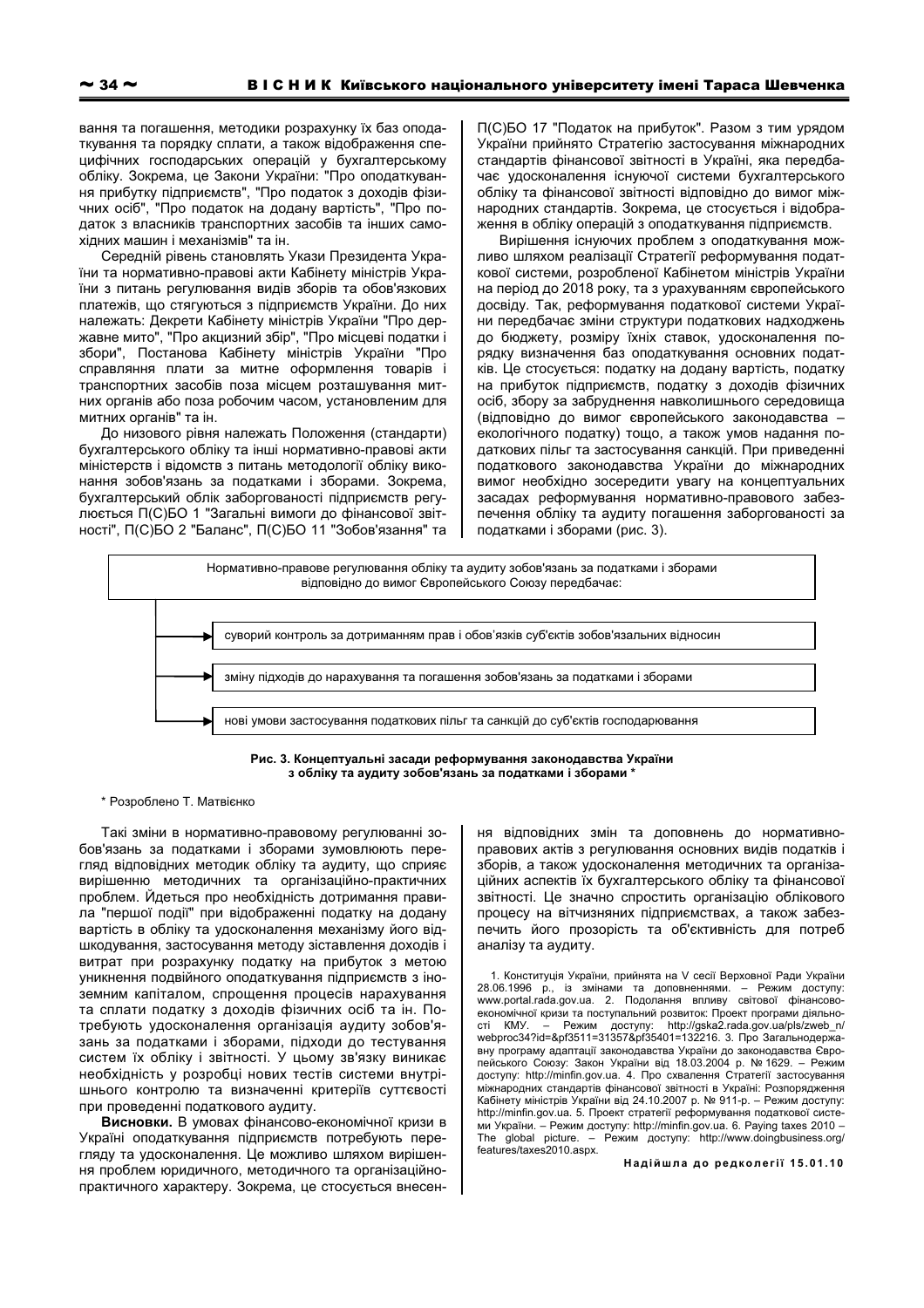вання та погашення, методики розрахунку їх баз оподаткування та порядку сплати, а також відображення специфічних господарських операцій у бухгалтерському обліку. Зокрема, це Закони України: "Про оподаткування прибутку підприємств", "Про податок з доходів фізичних осіб", "Про податок на додану вартість", "Про податок з власників транспортних засобів та інших самохідних машин і механізмів" та ін.

Середній рівень становлять Укази Президента України та нормативно-правові акти Кабінету міністрів України з питань регулювання видів зборів та обов'язкових платежів, що стягуються з підприємств України. До них належать: Декрети Кабінету міністрів України "Про державне мито", "Про акцизний збір", "Про місцеві податки і збори", Постанова Кабінету міністрів України "Про справляння плати за митне оформлення товарів і транспортних засобів поза місцем розташування митних органів або поза робочим часом, установленим для митних органів" та ін.

До низового рівня належать Положення (стандарти) бухгалтерського обліку та інші нормативно-правові акти міністерств і відомств з питань методології обліку виконання зобов'язань за податками і зборами. Зокрема, бухгалтерський облік заборгованості підприємств регулюється П(С)БО 1 "Загальні вимоги до фінансової звітності", П(С)БО 2 "Баланс", П(С)БО 11 "Зобов'язання" та П(С)БО 17 "Податок на прибуток". Разом з тим урядом України прийнято Стратегію застосування міжнародних стандартів фінансової звітності в Україні, яка передбачає удосконалення існуючої системи бухгалтерського обліку та фінансової звітності відповідно до вимог міжнародних стандартів. Зокрема, це стосується і відображення в обліку операцій з оподаткування підприємств.

Вирішення існуючих проблем з оподаткування можливо шляхом реалізації Стратегії реформування податкової системи, розробленої Кабінетом міністрів України на період до 2018 року, та з урахуванням європейського досвіду. Так, реформування податкової системи України передбачає зміни структури податкових надходжень до бюджету, розміру їхніх ставок, удосконалення порядку визначення баз оподаткування основних податків. Це стосується: податку на додану вартість, податку на прибуток підприємств, податку з доходів фізичних осіб, збору за забруднення навколишнього середовища (відповідно до вимог європейського законодавства – екологічного податку) тощо, а також умов надання податкових пільг та застосування санкцій. При приведенні податкового законодавства України до міжнародних вимог необхідно зосередити увагу на концептуальних засадах реформування нормативно-правового забезпечення обліку та аудиту погашення заборгованості за податками і зборами (рис. 3).

Нормативно-правове регулювання обліку та аудиту зобов'язань за податками і зборами відповідно до вимог Європейського Союзу передбачає:

- суворий контроль за дотриманням прав і обов'язків суб'єктів зобов'язальних відносин
- зміну підходів до нарахування та погашення зобов'язань за податками і зборами
- нові умови застосування податкових пільг та санкцій до суб'єктів господарювання

**Рис. 3. Концептуальні засади реформування законодавства України з обліку та аудиту зобов'язань за податками і зборами \***

\* Розроблено Т. Матвієнко

Такі зміни в нормативно-правовому регулюванні зобов'язань за податками і зборами зумовлюють перегляд відповідних методик обліку та аудиту, що сприяє вирішенню методичних та організаційно-практичних проблем. Йдеться про необхідність дотримання правила "першої події" при відображенні податку на додану вартість в обліку та удосконалення механізму його відшкодування, застосування методу зіставлення доходів і витрат при розрахунку податку на прибуток з метою уникнення подвійного оподаткування підприємств з іноземним капіталом, спрощення процесів нарахування та сплати податку з доходів фізичних осіб та ін. Потребують удосконалення організація аудиту зобов'язань за податками і зборами, підходи до тестування систем їх обліку і звітності. У цьому зв'язку виникає необхідність у розробці нових тестів системи внутрішнього контролю та визначенні критеріїв суттєвості при проведенні податкового аудиту.

**Висновки.** В умовах фінансово-економічної кризи в Україні оподаткування підприємств потребують перегляду та удосконалення. Це можливо шляхом вирішення проблем юридичного, методичного та організаційно-практичного характеру. Зокрема, це стосується внесення відповідних змін та доповнень до нормативно-правових актів з регулювання основних видів податків і зборів, а також удосконалення методичних та організаційних аспектів їх бухгалтерського обліку та фінансової звітності. Це значно спростить організацію облікового процесу на вітчизняних підприємствах, а також забезпечить його прозорість та об'єктивність для потреб аналізу та аудиту.

1. Конституція України, прийнята на V сесії Верховної Ради України 28.06.1996 р., із змінами та доповненнями. – Режим доступу: www.portal.rada.gov.ua. 2. Подолання впливу світової фінансово-економічної кризи та поступальний розвиток: Проект програми діяльності КМУ. – Режим доступу: http://gska2.rada.gov.ua/pls/zweb_n/webproc34?id=&pf3511=31557&pf35401=132216. 3. Про Загальнодержавну програму адаптації законодавства України до законодавства Європейського Союзу: Закон України від 18.03.2004 р. № 1629. – Режим доступу: http://minfin.gov.ua. 4. Про схвалення Стратегії застосування міжнародних стандартів фінансової звітності в Україні: Розпорядження Кабінету міністрів України від 24.10.2007 р. № 911-р. – Режим доступу: http://minfin.gov.ua. 5. Проект стратегії реформування податкової системи України. – Режим доступу: http://minfin.gov.ua. 6. Paying taxes 2010 – The global picture. – Режим доступу: http://www.doingbusiness.org/features/taxes2010.aspx.

**Надійшла до редколегії 15.01.10**